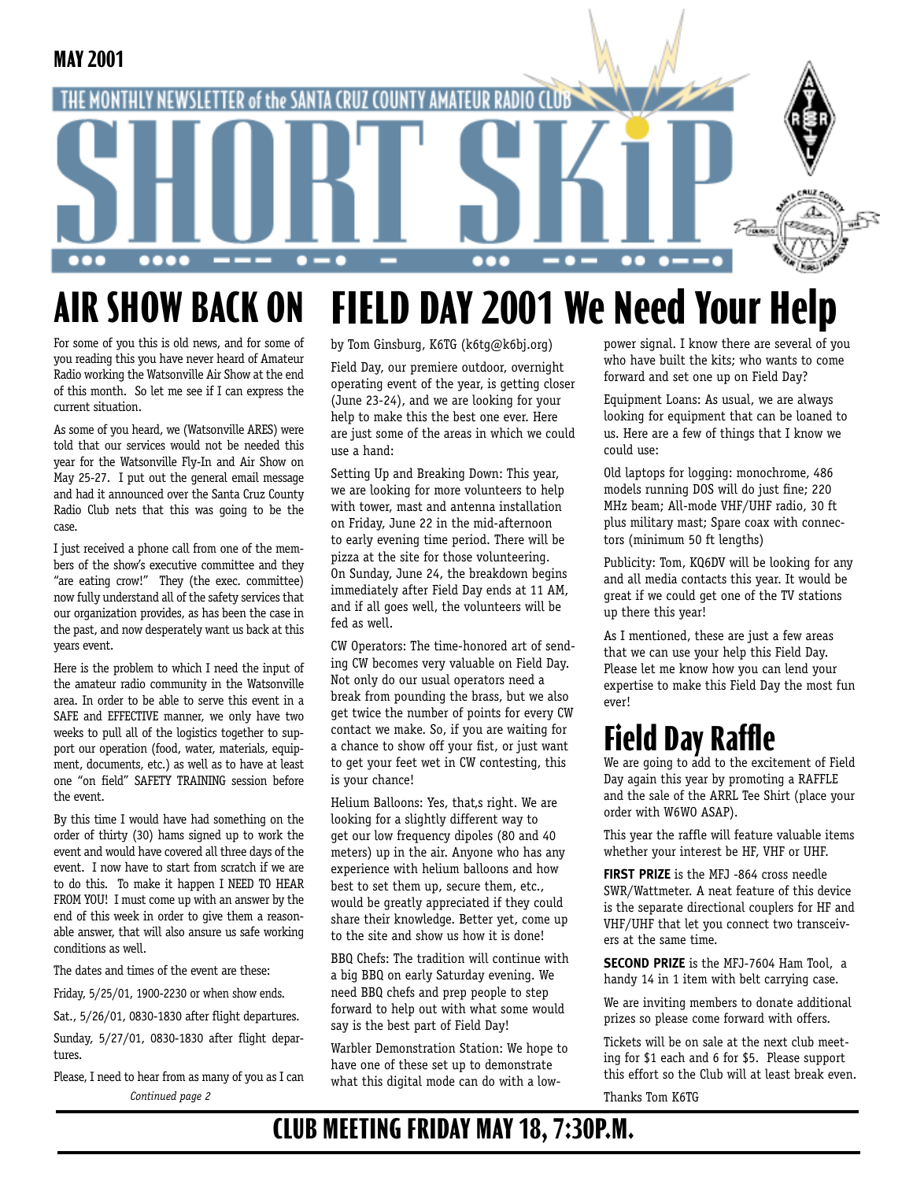MAY 2001

THE MONTHLY NEWSLETTER of the SANTA CRUZ COUNTY AMATEUR RADIO CLUB

# SHORT SKiP

## AIR SHOW BACK ON

For some of you this is old news, and for some of you reading this you have never heard of Amateur Radio working the Watsonville Air Show at the end of this month. So let me see if I can express the current situation.

As some of you heard, we (Watsonville ARES) were told that our services would not be needed this year for the Watsonville Fly-In and Air Show on May 25-27. I put out the general email message and had it announced over the Santa Cruz County Radio Club nets that this was going to be the case.

I just received a phone call from one of the members of the show's executive committee and they "are eating crow!" They (the exec. committee) now fully understand all of the safety services that our organization provides, as has been the case in the past, and now desperately want us back at this years event.

Here is the problem to which I need the input of the amateur radio community in the Watsonville area. In order to be able to serve this event in a SAFE and EFFECTIVE manner, we only have two weeks to pull all of the logistics together to support our operation (food, water, materials, equipment, documents, etc.) as well as to have at least one "on field" SAFETY TRAINING session before the event.

By this time I would have had something on the order of thirty (30) hams signed up to work the event and would have covered all three days of the event. I now have to start from scratch if we are to do this. To make it happen I NEED TO HEAR FROM YOU! I must come up with an answer by the end of this week in order to give them a reasonable answer, that will also ansure us safe working conditions as well.

The dates and times of the event are these:

Friday, 5/25/01, 1900-2230 or when show ends.

Sat., 5/26/01, 0830-1830 after flight departures.

Sunday, 5/27/01, 0830-1830 after flight departures.

Please, I need to hear from as many of you as I can

*Continued page 2*

## FIELD DAY 2001 We Need Your Help

by Tom Ginsburg, K6TG (k6tg@k6bj.org)

Field Day, our premiere outdoor, overnight operating event of the year, is getting closer (June 23-24), and we are looking for your help to make this the best one ever. Here are just some of the areas in which we could use a hand:

Setting Up and Breaking Down: This year, we are looking for more volunteers to help with tower, mast and antenna installation on Friday, June 22 in the mid-afternoon to early evening time period. There will be pizza at the site for those volunteering. On Sunday, June 24, the breakdown begins immediately after Field Day ends at 11 AM, and if all goes well, the volunteers will be fed as well.

CW Operators: The time-honored art of sending CW becomes very valuable on Field Day. Not only do our usual operators need a break from pounding the brass, but we also get twice the number of points for every CW contact we make. So, if you are waiting for a chance to show off your fist, or just want to get your feet wet in CW contesting, this is your chance!

Helium Balloons: Yes, that,s right. We are looking for a slightly different way to get our low frequency dipoles (80 and 40 meters) up in the air. Anyone who has any experience with helium balloons and how best to set them up, secure them, etc., would be greatly appreciated if they could share their knowledge. Better yet, come up to the site and show us how it is done!

BBQ Chefs: The tradition will continue with a big BBQ on early Saturday evening. We need BBQ chefs and prep people to step forward to help out with what some would say is the best part of Field Day!

Warbler Demonstration Station: We hope to have one of these set up to demonstrate what this digital mode can do with a low-power signal. I know there are several of you who have built the kits; who wants to come forward and set one up on Field Day?

Equipment Loans: As usual, we are always looking for equipment that can be loaned to us. Here are a few of things that I know we could use:

Old laptops for logging: monochrome, 486 models running DOS will do just fine; 220 MHz beam; All-mode VHF/UHF radio, 30 ft plus military mast; Spare coax with connectors (minimum 50 ft lengths)

Publicity: Tom, KQ6DV will be looking for any and all media contacts this year. It would be great if we could get one of the TV stations up there this year!

As I mentioned, these are just a few areas that we can use your help this Field Day. Please let me know how you can lend your expertise to make this Field Day the most fun ever!

## Field Day Raffle

We are going to add to the excitement of Field Day again this year by promoting a RAFFLE and the sale of the ARRL Tee Shirt (place your order with W6WO ASAP).

This year the raffle will feature valuable items whether your interest be HF, VHF or UHF.

**FIRST PRIZE** is the MFJ -864 cross needle SWR/Wattmeter. A neat feature of this device is the separate directional couplers for HF and VHF/UHF that let you connect two transceivers at the same time.

**SECOND PRIZE** is the MFJ-7604 Ham Tool, a handy 14 in 1 item with belt carrying case.

We are inviting members to donate additional prizes so please come forward with offers.

Tickets will be on sale at the next club meeting for $1 each and 6 for $5. Please support this effort so the Club will at least break even.

Thanks Tom K6TG

## CLUB MEETING FRIDAY MAY 18, 7:30P.M.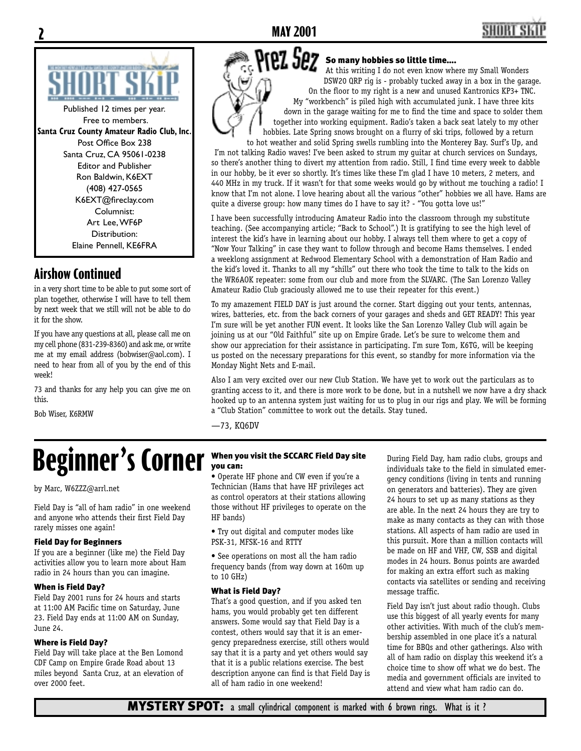SHORT SKIP

Published 12 times per year.
Free to members.
**Santa Cruz County Amateur Radio Club, Inc.**
Post Office Box 238
Santa Cruz, CA 95061-0238
Editor and Publisher
Ron Baldwin, K6EXT
(408) 427-0565
K6EXT@fireclay.com
Columnist:
Art Lee, WF6P
Distribution:
Elaine Pennell, KE6FRA

## Airshow Continued

in a very short time to be able to put some sort of plan together, otherwise I will have to tell them by next week that we still will not be able to do it for the show.

If you have any questions at all, please call me on my cell phone (831-239-8360) and ask me, or write me at my email address (bobwiser@aol.com). I need to hear from all of you by the end of this week!

73 and thanks for any help you can give me on this.

Bob Wiser, K6RMW

## Prez Sez

### So many hobbies so little time....

At this writing I do not even know where my Small Wonders DSW20 QRP rig is - probably tucked away in a box in the garage. On the floor to my right is a new and unused Kantronics KP3+ TNC. My "workbench" is piled high with accumulated junk. I have three kits down in the garage waiting for me to find the time and space to solder them together into working equipment. Radio's taken a back seat lately to my other hobbies. Late Spring snows brought on a flurry of ski trips, followed by a return to hot weather and solid Spring swells rumbling into the Monterey Bay. Surf's Up, and I'm not talking Radio waves! I've been asked to strum my guitar at church services on Sundays, so there's another thing to divert my attention from radio. Still, I find time every week to dabble in our hobby, be it ever so shortly. It's times like these I'm glad I have 10 meters, 2 meters, and 440 MHz in my truck. If it wasn't for that some weeks would go by without me touching a radio! I know that I'm not alone. I love hearing about all the various "other" hobbies we all have. Hams are quite a diverse group: how many times do I have to say it? - "You gotta love us!"

I have been successfully introducing Amateur Radio into the classroom through my substitute teaching. (See accompanying article; "Back to School".) It is gratifying to see the high level of interest the kid's have in learning about our hobby. I always tell them where to get a copy of "Now Your Talking" in case they want to follow through and become Hams themselves. I ended a weeklong assignment at Redwood Elementary School with a demonstration of Ham Radio and the kid's loved it. Thanks to all my "shills" out there who took the time to talk to the kids on the WR6AOK repeater: some from our club and more from the SLVARC. (The San Lorenzo Valley Amateur Radio Club graciously allowed me to use their repeater for this event.)

To my amazement FIELD DAY is just around the corner. Start digging out your tents, antennas, wires, batteries, etc. from the back corners of your garages and sheds and GET READY! This year I'm sure will be yet another FUN event. It looks like the San Lorenzo Valley Club will again be joining us at our "Old Faithful" site up on Empire Grade. Let's be sure to welcome them and show our appreciation for their assistance in participating. I'm sure Tom, K6TG, will be keeping us posted on the necessary preparations for this event, so standby for more information via the Monday Night Nets and E-mail.

Also I am very excited over our new Club Station. We have yet to work out the particulars as to granting access to it, and there is more work to be done, but in a nutshell we now have a dry shack hooked up to an antenna system just waiting for us to plug in our rigs and play. We will be forming a "Club Station" committee to work out the details. Stay tuned.

—73, KQ6DV

# Beginner's Corner

by Marc, W6ZZZ@arrl.net

Field Day is "all of ham radio" in one weekend and anyone who attends their first Field Day rarely misses one again!

#### Field Day for Beginners

If you are a beginner (like me) the Field Day activities allow you to learn more about Ham radio in 24 hours than you can imagine.

#### When is Field Day?

Field Day 2001 runs for 24 hours and starts at 11:00 AM Pacific time on Saturday, June 23. Field Day ends at 11:00 AM on Sunday, June 24.

#### Where is Field Day?

Field Day will take place at the Ben Lomond CDF Camp on Empire Grade Road about 13 miles beyond Santa Cruz, at an elevation of over 2000 feet.

#### When you visit the SCCARC Field Day site you can:

- Operate HF phone and CW even if you're a Technician (Hams that have HF privileges act as control operators at their stations allowing those without HF privileges to operate on the HF bands)
- Try out digital and computer modes like PSK-31, MFSK-16 and RTTY
- See operations on most all the ham radio frequency bands (from way down at 160m up to 10 GHz)

#### What is Field Day?

That's a good question, and if you asked ten hams, you would probably get ten different answers. Some would say that Field Day is a contest, others would say that it is an emergency preparedness exercise, still others would say that it is a party and yet others would say that it is a public relations exercise. The best description anyone can find is that Field Day is all of ham radio in one weekend!

During Field Day, ham radio clubs, groups and individuals take to the field in simulated emergency conditions (living in tents and running on generators and batteries). They are given 24 hours to set up as many stations as they are able. In the next 24 hours they are try to make as many contacts as they can with those stations. All aspects of ham radio are used in this pursuit. More than a million contacts will be made on HF and VHF, CW, SSB and digital modes in 24 hours. Bonus points are awarded for making an extra effort such as making contacts via satellites or sending and receiving message traffic.

Field Day isn't just about radio though. Clubs use this biggest of all yearly events for many other activities. With much of the club's membership assembled in one place it's a natural time for BBQs and other gatherings. Also with all of ham radio on display this weekend it's a choice time to show off what we do best. The media and government officials are invited to attend and view what ham radio can do.

**MYSTERY SPOT:** a small cylindrical component is marked with 6 brown rings. What is it ?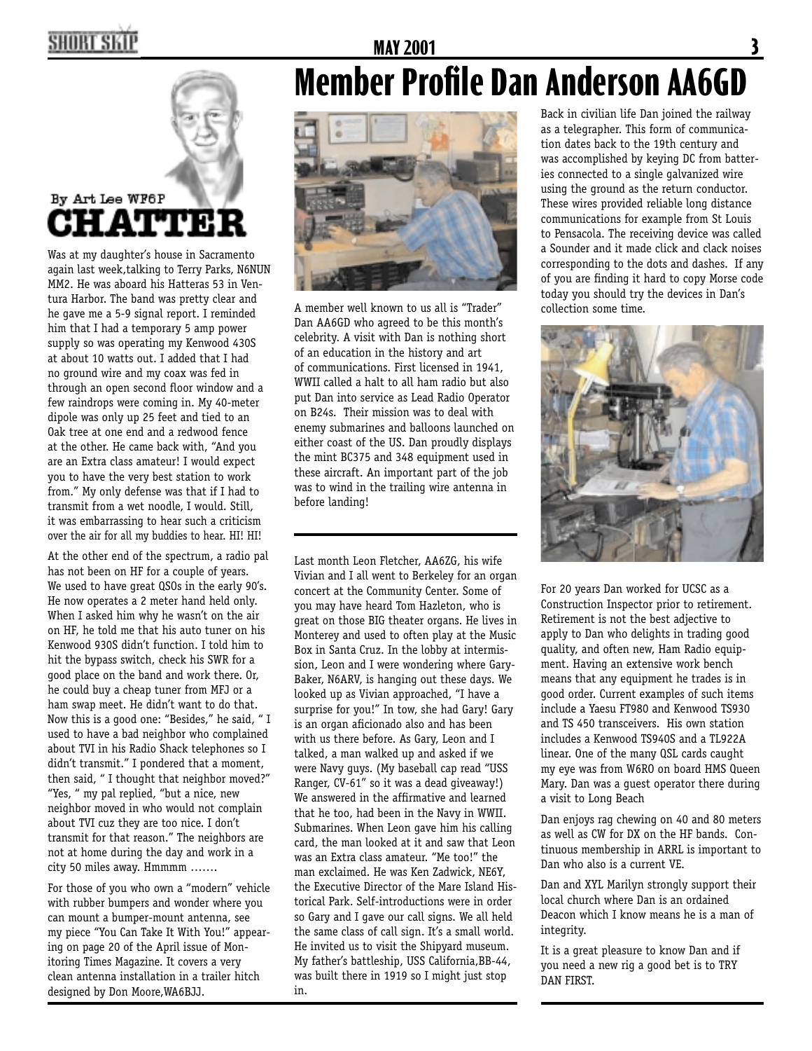# CHATTER

By Art Lee WF6P

Was at my daughter's house in Sacramento again last week,talking to Terry Parks, N6NUN MM2. He was aboard his Hatteras 53 in Ventura Harbor. The band was pretty clear and he gave me a 5-9 signal report. I reminded him that I had a temporary 5 amp power supply so was operating my Kenwood 430S at about 10 watts out. I added that I had no ground wire and my coax was fed in through an open second floor window and a few raindrops were coming in. My 40-meter dipole was only up 25 feet and tied to an Oak tree at one end and a redwood fence at the other. He came back with, "And you are an Extra class amateur! I would expect you to have the very best station to work from." My only defense was that if I had to transmit from a wet noodle, I would. Still, it was embarrassing to hear such a criticism over the air for all my buddies to hear. HI! HI!

At the other end of the spectrum, a radio pal has not been on HF for a couple of years. We used to have great QSOs in the early 90's. He now operates a 2 meter hand held only. When I asked him why he wasn't on the air on HF, he told me that his auto tuner on his Kenwood 930S didn't function. I told him to hit the bypass switch, check his SWR for a good place on the band and work there. Or, he could buy a cheap tuner from MFJ or a ham swap meet. He didn't want to do that. Now this is a good one: "Besides," he said, " I used to have a bad neighbor who complained about TVI in his Radio Shack telephones so I didn't transmit." I pondered that a moment, then said, " I thought that neighbor moved?" "Yes, " my pal replied, "but a nice, new neighbor moved in who would not complain about TVI cuz they are too nice. I don't transmit for that reason." The neighbors are not at home during the day and work in a city 50 miles away. Hmmmm …….

For those of you who own a "modern" vehicle with rubber bumpers and wonder where you can mount a bumper-mount antenna, see my piece "You Can Take It With You!" appearing on page 20 of the April issue of Monitoring Times Magazine. It covers a very clean antenna installation in a trailer hitch designed by Don Moore,WA6BJJ.

Last month Leon Fletcher, AA6ZG, his wife Vivian and I all went to Berkeley for an organ concert at the Community Center. Some of you may have heard Tom Hazleton, who is great on those BIG theater organs. He lives in Monterey and used to often play at the Music Box in Santa Cruz. In the lobby at intermission, Leon and I were wondering where Gary-Baker, N6ARV, is hanging out these days. We looked up as Vivian approached, "I have a surprise for you!" In tow, she had Gary! Gary is an organ aficionado also and has been with us there before. As Gary, Leon and I talked, a man walked up and asked if we were Navy guys. (My baseball cap read "USS Ranger, CV-61" so it was a dead giveaway!) We answered in the affirmative and learned that he too, had been in the Navy in WWII. Submarines. When Leon gave him his calling card, the man looked at it and saw that Leon was an Extra class amateur. "Me too!" the man exclaimed. He was Ken Zadwick, NE6Y, the Executive Director of the Mare Island Historical Park. Self-introductions were in order so Gary and I gave our call signs. We all held the same class of call sign. It's a small world. He invited us to visit the Shipyard museum. My father's battleship, USS California,BB-44, was built there in 1919 so I might just stop in.

# Member Profile Dan Anderson AA6GD

A member well known to us all is "Trader" Dan AA6GD who agreed to be this month's celebrity. A visit with Dan is nothing short of an education in the history and art of communications. First licensed in 1941, WWII called a halt to all ham radio but also put Dan into service as Lead Radio Operator on B24s. Their mission was to deal with enemy submarines and balloons launched on either coast of the US. Dan proudly displays the mint BC375 and 348 equipment used in these aircraft. An important part of the job was to wind in the trailing wire antenna in before landing!

Back in civilian life Dan joined the railway as a telegrapher. This form of communication dates back to the 19th century and was accomplished by keying DC from batteries connected to a single galvanized wire using the ground as the return conductor. These wires provided reliable long distance communications for example from St Louis to Pensacola. The receiving device was called a Sounder and it made click and clack noises corresponding to the dots and dashes. If any of you are finding it hard to copy Morse code today you should try the devices in Dan's collection some time.

For 20 years Dan worked for UCSC as a Construction Inspector prior to retirement. Retirement is not the best adjective to apply to Dan who delights in trading good quality, and often new, Ham Radio equipment. Having an extensive work bench means that any equipment he trades is in good order. Current examples of such items include a Yaesu FT980 and Kenwood TS930 and TS 450 transceivers. His own station includes a Kenwood TS940S and a TL922A linear. One of the many QSL cards caught my eye was from W6RO on board HMS Queen Mary. Dan was a guest operator there during a visit to Long Beach

Dan enjoys rag chewing on 40 and 80 meters as well as CW for DX on the HF bands. Continuous membership in ARRL is important to Dan who also is a current VE.

Dan and XYL Marilyn strongly support their local church where Dan is an ordained Deacon which I know means he is a man of integrity.

It is a great pleasure to know Dan and if you need a new rig a good bet is to TRY DAN FIRST.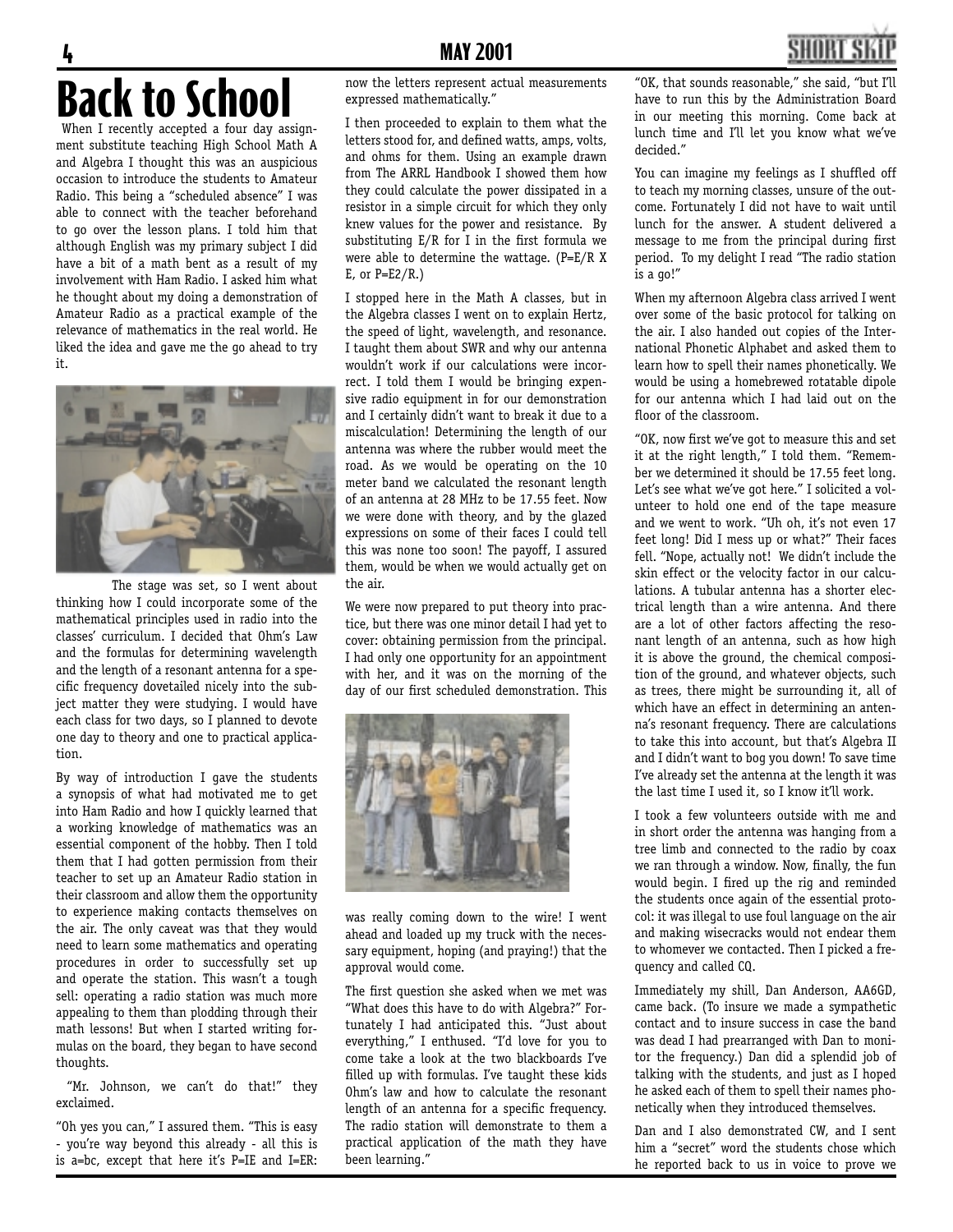# Back to School

When I recently accepted a four day assignment substitute teaching High School Math A and Algebra I thought this was an auspicious occasion to introduce the students to Amateur Radio. This being a "scheduled absence" I was able to connect with the teacher beforehand to go over the lesson plans. I told him that although English was my primary subject I did have a bit of a math bent as a result of my involvement with Ham Radio. I asked him what he thought about my doing a demonstration of Amateur Radio as a practical example of the relevance of mathematics in the real world. He liked the idea and gave me the go ahead to try it.

The stage was set, so I went about thinking how I could incorporate some of the mathematical principles used in radio into the classes' curriculum. I decided that Ohm's Law and the formulas for determining wavelength and the length of a resonant antenna for a specific frequency dovetailed nicely into the subject matter they were studying. I would have each class for two days, so I planned to devote one day to theory and one to practical application.

By way of introduction I gave the students a synopsis of what had motivated me to get into Ham Radio and how I quickly learned that a working knowledge of mathematics was an essential component of the hobby. Then I told them that I had gotten permission from their teacher to set up an Amateur Radio station in their classroom and allow them the opportunity to experience making contacts themselves on the air. The only caveat was that they would need to learn some mathematics and operating procedures in order to successfully set up and operate the station. This wasn't a tough sell: operating a radio station was much more appealing to them than plodding through their math lessons! But when I started writing formulas on the board, they began to have second thoughts.

"Mr. Johnson, we can't do that!" they exclaimed.

"Oh yes you can," I assured them. "This is easy - you're way beyond this already - all this is is a=bc, except that here it's P=IE and I=ER: now the letters represent actual measurements expressed mathematically."

I then proceeded to explain to them what the letters stood for, and defined watts, amps, volts, and ohms for them. Using an example drawn from The ARRL Handbook I showed them how they could calculate the power dissipated in a resistor in a simple circuit for which they only knew values for the power and resistance. By substituting E/R for I in the first formula we were able to determine the wattage. (P=E/R X E, or P=E2/R.)

I stopped here in the Math A classes, but in the Algebra classes I went on to explain Hertz, the speed of light, wavelength, and resonance. I taught them about SWR and why our antenna wouldn't work if our calculations were incorrect. I told them I would be bringing expensive radio equipment in for our demonstration and I certainly didn't want to break it due to a miscalculation! Determining the length of our antenna was where the rubber would meet the road. As we would be operating on the 10 meter band we calculated the resonant length of an antenna at 28 MHz to be 17.55 feet. Now we were done with theory, and by the glazed expressions on some of their faces I could tell this was none too soon! The payoff, I assured them, would be when we would actually get on the air.

We were now prepared to put theory into practice, but there was one minor detail I had yet to cover: obtaining permission from the principal. I had only one opportunity for an appointment with her, and it was on the morning of the day of our first scheduled demonstration. This was really coming down to the wire! I went ahead and loaded up my truck with the necessary equipment, hoping (and praying!) that the approval would come.

The first question she asked when we met was "What does this have to do with Algebra?" Fortunately I had anticipated this. "Just about everything," I enthused. "I'd love for you to come take a look at the two blackboards I've filled up with formulas. I've taught these kids Ohm's law and how to calculate the resonant length of an antenna for a specific frequency. The radio station will demonstrate to them a practical application of the math they have been learning."

"OK, that sounds reasonable," she said, "but I'll have to run this by the Administration Board in our meeting this morning. Come back at lunch time and I'll let you know what we've decided."

You can imagine my feelings as I shuffled off to teach my morning classes, unsure of the outcome. Fortunately I did not have to wait until lunch for the answer. A student delivered a message to me from the principal during first period. To my delight I read "The radio station is a go!"

When my afternoon Algebra class arrived I went over some of the basic protocol for talking on the air. I also handed out copies of the International Phonetic Alphabet and asked them to learn how to spell their names phonetically. We would be using a homebrewed rotatable dipole for our antenna which I had laid out on the floor of the classroom.

"OK, now first we've got to measure this and set it at the right length," I told them. "Remember we determined it should be 17.55 feet long. Let's see what we've got here." I solicited a volunteer to hold one end of the tape measure and we went to work. "Uh oh, it's not even 17 feet long! Did I mess up or what?" Their faces fell. "Nope, actually not! We didn't include the skin effect or the velocity factor in our calculations. A tubular antenna has a shorter electrical length than a wire antenna. And there are a lot of other factors affecting the resonant length of an antenna, such as how high it is above the ground, the chemical composition of the ground, and whatever objects, such as trees, there might be surrounding it, all of which have an effect in determining an antenna's resonant frequency. There are calculations to take this into account, but that's Algebra II and I didn't want to bog you down! To save time I've already set the antenna at the length it was the last time I used it, so I know it'll work.

I took a few volunteers outside with me and in short order the antenna was hanging from a tree limb and connected to the radio by coax we ran through a window. Now, finally, the fun would begin. I fired up the rig and reminded the students once again of the essential protocol: it was illegal to use foul language on the air and making wisecracks would not endear them to whomever we contacted. Then I picked a frequency and called CQ.

Immediately my shill, Dan Anderson, AA6GD, came back. (To insure we made a sympathetic contact and to insure success in case the band was dead I had prearranged with Dan to monitor the frequency.) Dan did a splendid job of talking with the students, and just as I hoped he asked each of them to spell their names phonetically when they introduced themselves.

Dan and I also demonstrated CW, and I sent him a "secret" word the students chose which he reported back to us in voice to prove we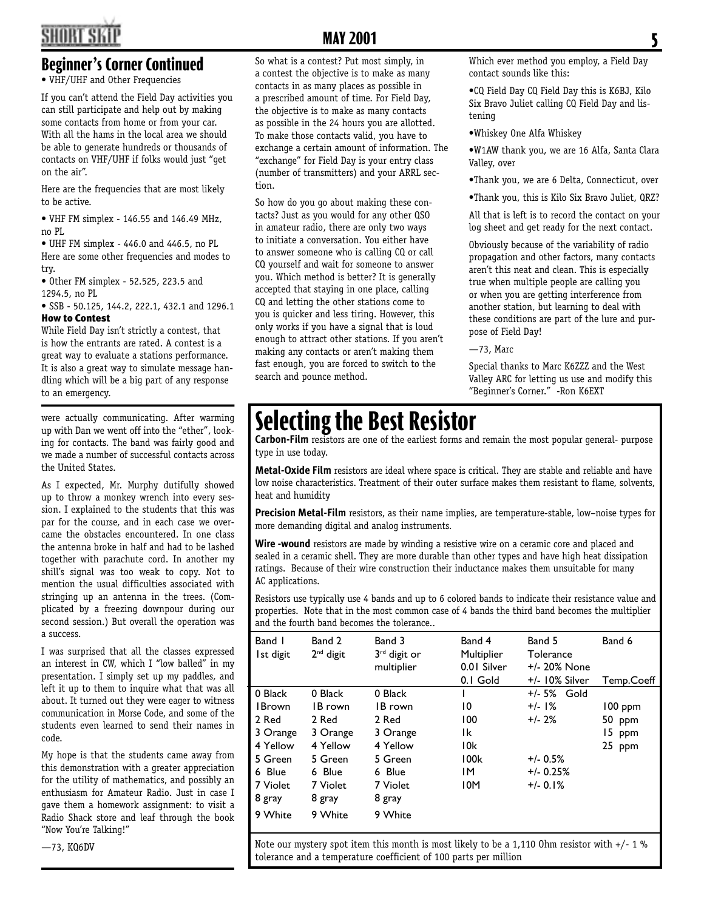## Beginner's Corner Continued

• VHF/UHF and Other Frequencies

If you can't attend the Field Day activities you can still participate and help out by making some contacts from home or from your car. With all the hams in the local area we should be able to generate hundreds or thousands of contacts on VHF/UHF if folks would just "get on the air".

Here are the frequencies that are most likely to be active.

• VHF FM simplex - 146.55 and 146.49 MHz, no PL

• UHF FM simplex - 446.0 and 446.5, no PL

Here are some other frequencies and modes to try.

• Other FM simplex - 52.525, 223.5 and 1294.5, no PL

• SSB - 50.125, 144.2, 222.1, 432.1 and 1296.1

**How to Contest**

While Field Day isn't strictly a contest, that is how the entrants are rated. A contest is a great way to evaluate a stations performance. It is also a great way to simulate message handling which will be a big part of any response to an emergency.

So what is a contest? Put most simply, in a contest the objective is to make as many contacts in as many places as possible in a prescribed amount of time. For Field Day, the objective is to make as many contacts as possible in the 24 hours you are allotted. To make those contacts valid, you have to exchange a certain amount of information. The "exchange" for Field Day is your entry class (number of transmitters) and your ARRL section.

So how do you go about making these contacts? Just as you would for any other QSO in amateur radio, there are only two ways to initiate a conversation. You either have to answer someone who is calling CQ or call CQ yourself and wait for someone to answer you. Which method is better? It is generally accepted that staying in one place, calling CQ and letting the other stations come to you is quicker and less tiring. However, this only works if you have a signal that is loud enough to attract other stations. If you aren't making any contacts or aren't making them fast enough, you are forced to switch to the search and pounce method.

Which ever method you employ, a Field Day contact sounds like this:

•CQ Field Day CQ Field Day this is K6BJ, Kilo Six Bravo Juliet calling CQ Field Day and listening

•Whiskey One Alfa Whiskey

•W1AW thank you, we are 16 Alfa, Santa Clara Valley, over

•Thank you, we are 6 Delta, Connecticut, over

•Thank you, this is Kilo Six Bravo Juliet, QRZ?

All that is left is to record the contact on your log sheet and get ready for the next contact.

Obviously because of the variability of radio propagation and other factors, many contacts aren't this neat and clean. This is especially true when multiple people are calling you or when you are getting interference from another station, but learning to deal with these conditions are part of the lure and purpose of Field Day!

—73, Marc

Special thanks to Marc K6ZZZ and the West Valley ARC for letting us use and modify this "Beginner's Corner." -Ron K6EXT

---

were actually communicating. After warming up with Dan we went off into the "ether", looking for contacts. The band was fairly good and we made a number of successful contacts across the United States.

As I expected, Mr. Murphy dutifully showed up to throw a monkey wrench into every session. I explained to the students that this was par for the course, and in each case we overcame the obstacles encountered. In one class the antenna broke in half and had to be lashed together with parachute cord. In another my shill's signal was too weak to copy. Not to mention the usual difficulties associated with stringing up an antenna in the trees. (Complicated by a freezing downpour during our second session.) But overall the operation was a success.

I was surprised that all the classes expressed an interest in CW, which I "low balled" in my presentation. I simply set up my paddles, and left it up to them to inquire what that was all about. It turned out they were eager to witness communication in Morse Code, and some of the students even learned to send their names in code.

My hope is that the students came away from this demonstration with a greater appreciation for the utility of mathematics, and possibly an enthusiasm for Amateur Radio. Just in case I gave them a homework assignment: to visit a Radio Shack store and leaf through the book "Now You're Talking!"

—73, KQ6DV

---

# Selecting the Best Resistor

**Carbon-Film** resistors are one of the earliest forms and remain the most popular general- purpose type in use today.

**Metal-Oxide Film** resistors are ideal where space is critical. They are stable and reliable and have low noise characteristics. Treatment of their outer surface makes them resistant to flame, solvents, heat and humidity

**Precision Metal-Film** resistors, as their name implies, are temperature-stable, low–noise types for more demanding digital and analog instruments.

**Wire -wound** resistors are made by winding a resistive wire on a ceramic core and placed and sealed in a ceramic shell. They are more durable than other types and have high heat dissipation ratings. Because of their wire construction their inductance makes them unsuitable for many AC applications.

Resistors use typically use 4 bands and up to 6 colored bands to indicate their resistance value and properties. Note that in the most common case of 4 bands the third band becomes the multiplier and the fourth band becomes the tolerance..

| Band 1<br>1st digit | Band 2<br>2nd digit | Band 3<br>3rd digit or multiplier | Band 4<br>Multiplier<br>0.01 Silver<br>0.1 Gold | Band 5<br>Tolerance<br>+/- 20% None<br>+/- 10% Silver | Band 6<br><br><br><br>Temp.Coeff |
|---|---|---|---|---|---|
| 0 Black | 0 Black | 0 Black | 1 | +/- 5% Gold | |
| 1Brown | 1B rown | 1B rown | 10 | +/- 1% | 100 ppm |
| 2 Red | 2 Red | 2 Red | 100 | +/- 2% | 50 ppm |
| 3 Orange | 3 Orange | 3 Orange | 1k | | 15 ppm |
| 4 Yellow | 4 Yellow | 4 Yellow | 10k | | 25 ppm |
| 5 Green | 5 Green | 5 Green | 100k | +/- 0.5% | |
| 6 Blue | 6 Blue | 6 Blue | 1M | +/- 0.25% | |
| 7 Violet | 7 Violet | 7 Violet | 10M | +/- 0.1% | |
| 8 gray | 8 gray | 8 gray | | | |
| 9 White | 9 White | 9 White | | | |

Note our mystery spot item this month is most likely to be a 1,110 Ohm resistor with +/- 1 % tolerance and a temperature coefficient of 100 parts per million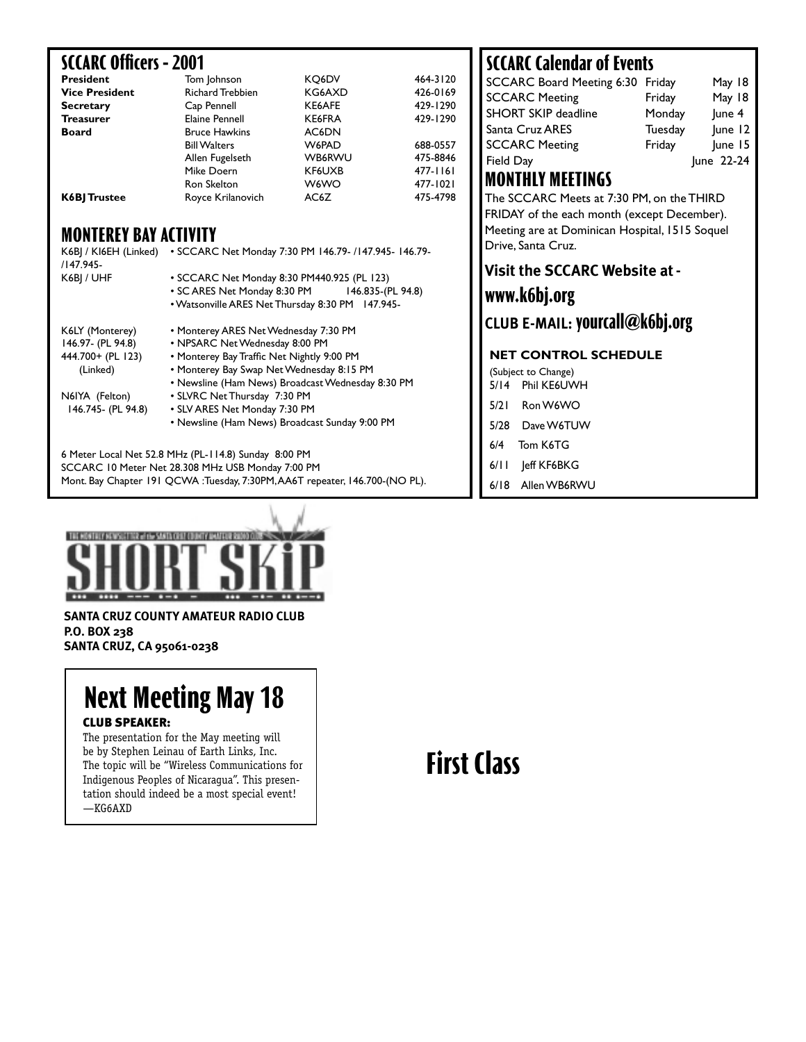## SCCARC Officers - 2001

| | | | |
|---|---|---|---|
| **President** | Tom Johnson | KQ6DV | 464-3120 |
| **Vice President** | Richard Trebbien | KG6AXD | 426-0169 |
| **Secretary** | Cap Pennell | KE6AFE | 429-1290 |
| **Treasurer** | Elaine Pennell | KE6FRA | 429-1290 |
| **Board** | Bruce Hawkins | AC6DN | |
| | Bill Walters | W6PAD | 688-0557 |
| | Allen Fugelseth | WB6RWU | 475-8846 |
| | Mike Doern | KF6UXB | 477-1161 |
| | Ron Skelton | W6WO | 477-1021 |
| **K6BJ Trustee** | Royce Krilanovich | AC6Z | 475-4798 |

## MONTEREY BAY ACTIVITY

K6BJ / KI6EH (Linked) /147.945-
- SCCARC Net Monday 7:30 PM 146.79- /147.945- 146.79-

K6BJ / UHF
- SCCARC Net Monday 8:30 PM440.925 (PL 123)
- SC ARES Net Monday 8:30 PM 146.835-(PL 94.8)
- Watsonville ARES Net Thursday 8:30 PM 147.945-

K6LY (Monterey) 146.97- (PL 94.8) 444.700+ (PL 123) (Linked)
- Monterey ARES Net Wednesday 7:30 PM
- NPSARC Net Wednesday 8:00 PM
- Monterey Bay Traffic Net Nightly 9:00 PM
- Monterey Bay Swap Net Wednesday 8:15 PM
- Newsline (Ham News) Broadcast Wednesday 8:30 PM

N6IYA (Felton) 146.745- (PL 94.8)
- SLVRC Net Thursday 7:30 PM
- SLV ARES Net Monday 7:30 PM
- Newsline (Ham News) Broadcast Sunday 9:00 PM

6 Meter Local Net 52.8 MHz (PL-114.8) Sunday 8:00 PM
SCCARC 10 Meter Net 28.308 MHz USB Monday 7:00 PM
Mont. Bay Chapter 191 QCWA :Tuesday, 7:30PM, AA6T repeater, 146.700-(NO PL).

## SCCARC Calendar of Events

| | | |
|---|---|---|
| SCCARC Board Meeting 6:30 | Friday | May 18 |
| SCCARC Meeting | Friday | May 18 |
| SHORT SKIP deadline | Monday | June 4 |
| Santa Cruz ARES | Tuesday | June 12 |
| SCCARC Meeting | Friday | June 15 |
| Field Day | | June 22-24 |

## MONTHLY MEETINGS

The SCCARC Meets at 7:30 PM, on the THIRD FRIDAY of the each month (except December). Meeting are at Dominican Hospital, 1515 Soquel Drive, Santa Cruz.

**Visit the SCCARC Website at -**

**www.k6bj.org**

**CLUB E-MAIL: yourcall@k6bj.org**

**NET CONTROL SCHEDULE**

(Subject to Change)

5/14 Phil KE6UWH

5/21 Ron W6WO

5/28 Dave W6TUW

6/4 Tom K6TG

6/11 Jeff KF6BKG

6/18 Allen WB6RWU

THE MONTHLY NEWSLETTER of the SANTA CRUZ COUNTY AMATEUR RADIO CLUB

SHORT SKiP

**SANTA CRUZ COUNTY AMATEUR RADIO CLUB**
**P.O. BOX 238**
**SANTA CRUZ, CA 95061-0238**

# Next Meeting May 18

**CLUB SPEAKER:**

The presentation for the May meeting will be by Stephen Leinau of Earth Links, Inc. The topic will be "Wireless Communications for Indigenous Peoples of Nicaragua". This presentation should indeed be a most special event!
—KG6AXD

# First Class